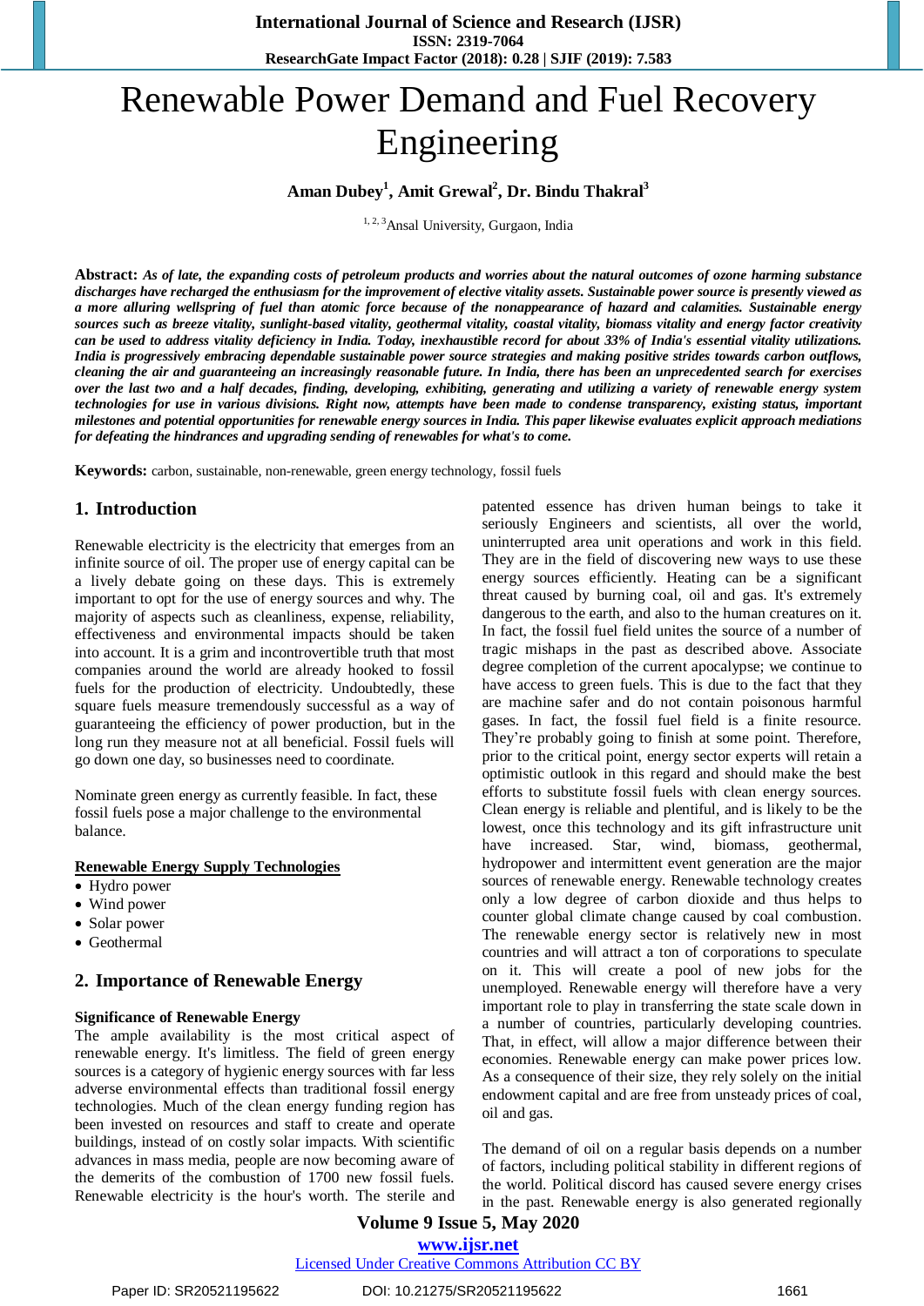# Renewable Power Demand and Fuel Recovery Engineering

**Aman Dubey[1], Amit Grewal[2], Dr. Bindu Thakral[3]**

[1, 2, 3]Ansal University, Gurgaon, India

**Abstract:** ***As of late, the expanding costs of petroleum products and worries about the natural outcomes of ozone harming substance discharges have recharged the enthusiasm for the improvement of elective vitality assets. Sustainable power source is presently viewed as a more alluring wellspring of fuel than atomic force because of the nonappearance of hazard and calamities. Sustainable energy sources such as breeze vitality, sunlight-based vitality, geothermal vitality, coastal vitality, biomass vitality and energy factor creativity can be used to address vitality deficiency in India. Today, inexhaustible record for about 33% of India's essential vitality utilizations. India is progressively embracing dependable sustainable power source strategies and making positive strides towards carbon outflows, cleaning the air and guaranteeing an increasingly reasonable future. In India, there has been an unprecedented search for exercises over the last two and a half decades, finding, developing, exhibiting, generating and utilizing a variety of renewable energy system technologies for use in various divisions. Right now, attempts have been made to condense transparency, existing status, important milestones and potential opportunities for renewable energy sources in India. This paper likewise evaluates explicit approach mediations for defeating the hindrances and upgrading sending of renewables for what's to come.***

**Keywords:** carbon, sustainable, non-renewable, green energy technology, fossil fuels

## 1. Introduction

Renewable electricity is the electricity that emerges from an infinite source of oil. The proper use of energy capital can be a lively debate going on these days. This is extremely important to opt for the use of energy sources and why. The majority of aspects such as cleanliness, expense, reliability, effectiveness and environmental impacts should be taken into account. It is a grim and incontrovertible truth that most companies around the world are already hooked to fossil fuels for the production of electricity. Undoubtedly, these square fuels measure tremendously successful as a way of guaranteeing the efficiency of power production, but in the long run they measure not at all beneficial. Fossil fuels will go down one day, so businesses need to coordinate.

Nominate green energy as currently feasible. In fact, these fossil fuels pose a major challenge to the environmental balance.

**Renewable Energy Supply Technologies**

- Hydro power
- Wind power
- Solar power
- Geothermal

## 2. Importance of Renewable Energy

**Significance of Renewable Energy**

The ample availability is the most critical aspect of renewable energy. It's limitless. The field of green energy sources is a category of hygienic energy sources with far less adverse environmental effects than traditional fossil energy technologies. Much of the clean energy funding region has been invested on resources and staff to create and operate buildings, instead of on costly solar impacts. With scientific advances in mass media, people are now becoming aware of the demerits of the combustion of 1700 new fossil fuels. Renewable electricity is the hour's worth. The sterile and patented essence has driven human beings to take it seriously Engineers and scientists, all over the world, uninterrupted area unit operations and work in this field. They are in the field of discovering new ways to use these energy sources efficiently. Heating can be a significant threat caused by burning coal, oil and gas. It's extremely dangerous to the earth, and also to the human creatures on it. In fact, the fossil fuel field unites the source of a number of tragic mishaps in the past as described above. Associate degree completion of the current apocalypse; we continue to have access to green fuels. This is due to the fact that they are machine safer and do not contain poisonous harmful gases. In fact, the fossil fuel field is a finite resource. They're probably going to finish at some point. Therefore, prior to the critical point, energy sector experts will retain a optimistic outlook in this regard and should make the best efforts to substitute fossil fuels with clean energy sources. Clean energy is reliable and plentiful, and is likely to be the lowest, once this technology and its gift infrastructure unit have increased. Star, wind, biomass, geothermal, hydropower and intermittent event generation are the major sources of renewable energy. Renewable technology creates only a low degree of carbon dioxide and thus helps to counter global climate change caused by coal combustion. The renewable energy sector is relatively new in most countries and will attract a ton of corporations to speculate on it. This will create a pool of new jobs for the unemployed. Renewable energy will therefore have a very important role to play in transferring the state scale down in a number of countries, particularly developing countries. That, in effect, will allow a major difference between their economies. Renewable energy can make power prices low. As a consequence of their size, they rely solely on the initial endowment capital and are free from unsteady prices of coal, oil and gas.

The demand of oil on a regular basis depends on a number of factors, including political stability in different regions of the world. Political discord has caused severe energy crises in the past. Renewable energy is also generated regionally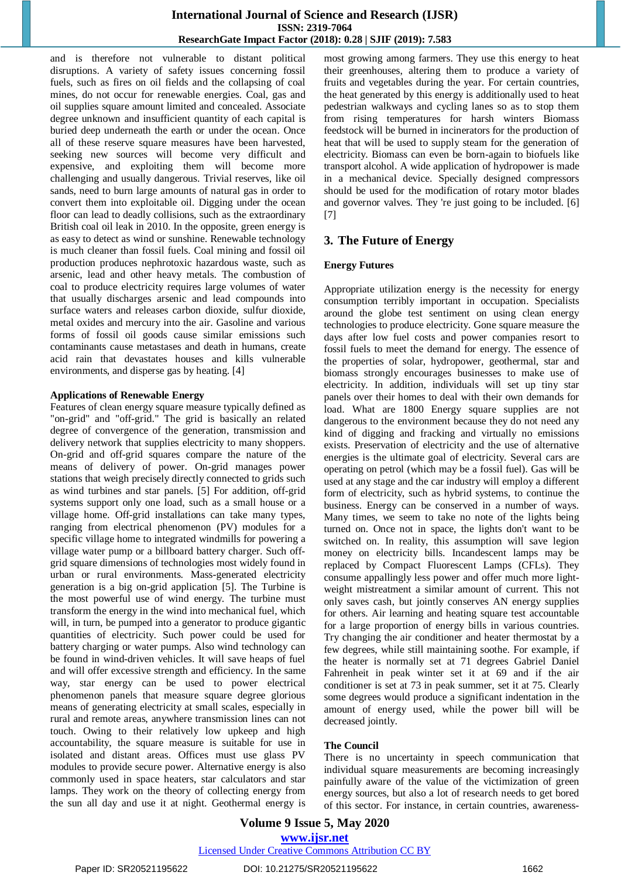and is therefore not vulnerable to distant political disruptions. A variety of safety issues concerning fossil fuels, such as fires on oil fields and the collapsing of coal mines, do not occur for renewable energies. Coal, gas and oil supplies square amount limited and concealed. Associate degree unknown and insufficient quantity of each capital is buried deep underneath the earth or under the ocean. Once all of these reserve square measures have been harvested, seeking new sources will become very difficult and expensive, and exploiting them will become more challenging and usually dangerous. Trivial reserves, like oil sands, need to burn large amounts of natural gas in order to convert them into exploitable oil. Digging under the ocean floor can lead to deadly collisions, such as the extraordinary British coal oil leak in 2010. In the opposite, green energy is as easy to detect as wind or sunshine. Renewable technology is much cleaner than fossil fuels. Coal mining and fossil oil production produces nephrotoxic hazardous waste, such as arsenic, lead and other heavy metals. The combustion of coal to produce electricity requires large volumes of water that usually discharges arsenic and lead compounds into surface waters and releases carbon dioxide, sulfur dioxide, metal oxides and mercury into the air. Gasoline and various forms of fossil oil goods cause similar emissions such contaminants cause metastases and death in humans, create acid rain that devastates houses and kills vulnerable environments, and disperse gas by heating. [4]

### Applications of Renewable Energy

Features of clean energy square measure typically defined as "on-grid" and "off-grid." The grid is basically an related degree of convergence of the generation, transmission and delivery network that supplies electricity to many shoppers. On-grid and off-grid squares compare the nature of the means of delivery of power. On-grid manages power stations that weigh precisely directly connected to grids such as wind turbines and star panels. [5] For addition, off-grid systems support only one load, such as a small house or a village home. Off-grid installations can take many types, ranging from electrical phenomenon (PV) modules for a specific village home to integrated windmills for powering a village water pump or a billboard battery charger. Such off-grid square dimensions of technologies most widely found in urban or rural environments. Mass-generated electricity generation is a big on-grid application [5]. The Turbine is the most powerful use of wind energy. The turbine must transform the energy in the wind into mechanical fuel, which will, in turn, be pumped into a generator to produce gigantic quantities of electricity. Such power could be used for battery charging or water pumps. Also wind technology can be found in wind-driven vehicles. It will save heaps of fuel and will offer excessive strength and efficiency. In the same way, star energy can be used to power electrical phenomenon panels that measure square degree glorious means of generating electricity at small scales, especially in rural and remote areas, anywhere transmission lines can not touch. Owing to their relatively low upkeep and high accountability, the square measure is suitable for use in isolated and distant areas. Offices must use glass PV modules to provide secure power. Alternative energy is also commonly used in space heaters, star calculators and star lamps. They work on the theory of collecting energy from the sun all day and use it at night. Geothermal energy is most growing among farmers. They use this energy to heat their greenhouses, altering them to produce a variety of fruits and vegetables during the year. For certain countries, the heat generated by this energy is additionally used to heat pedestrian walkways and cycling lanes so as to stop them from rising temperatures for harsh winters Biomass feedstock will be burned in incinerators for the production of heat that will be used to supply steam for the generation of electricity. Biomass can even be born-again to biofuels like transport alcohol. A wide application of hydropower is made in a mechanical device. Specially designed compressors should be used for the modification of rotary motor blades and governor valves. They 're just going to be included. [6] [7]

## 3. The Future of Energy

### Energy Futures

Appropriate utilization energy is the necessity for energy consumption terribly important in occupation. Specialists around the globe test sentiment on using clean energy technologies to produce electricity. Gone square measure the days after low fuel costs and power companies resort to fossil fuels to meet the demand for energy. The essence of the properties of solar, hydropower, geothermal, star and biomass strongly encourages businesses to make use of electricity. In addition, individuals will set up tiny star panels over their homes to deal with their own demands for load. What are 1800 Energy square supplies are not dangerous to the environment because they do not need any kind of digging and fracking and virtually no emissions exists. Preservation of electricity and the use of alternative energies is the ultimate goal of electricity. Several cars are operating on petrol (which may be a fossil fuel). Gas will be used at any stage and the car industry will employ a different form of electricity, such as hybrid systems, to continue the business. Energy can be conserved in a number of ways. Many times, we seem to take no note of the lights being turned on. Once not in space, the lights don't want to be switched on. In reality, this assumption will save legion money on electricity bills. Incandescent lamps may be replaced by Compact Fluorescent Lamps (CFLs). They consume appallingly less power and offer much more light-weight mistreatment a similar amount of current. This not only saves cash, but jointly conserves AN energy supplies for others. Air learning and heating square test accountable for a large proportion of energy bills in various countries. Try changing the air conditioner and heater thermostat by a few degrees, while still maintaining soothe. For example, if the heater is normally set at 71 degrees Gabriel Daniel Fahrenheit in peak winter set it at 69 and if the air conditioner is set at 73 in peak summer, set it at 75. Clearly some degrees would produce a significant indentation in the amount of energy used, while the power bill will be decreased jointly.

### The Council

There is no uncertainty in speech communication that individual square measurements are becoming increasingly painfully aware of the value of the victimization of green energy sources, but also a lot of research needs to get bored of this sector. For instance, in certain countries, awareness-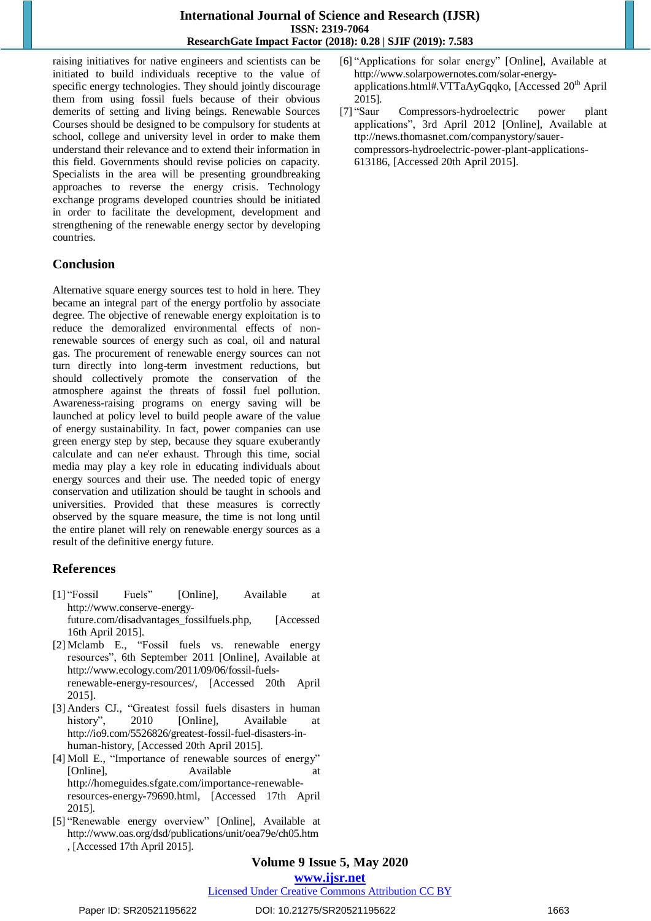raising initiatives for native engineers and scientists can be initiated to build individuals receptive to the value of specific energy technologies. They should jointly discourage them from using fossil fuels because of their obvious demerits of setting and living beings. Renewable Sources Courses should be designed to be compulsory for students at school, college and university level in order to make them understand their relevance and to extend their information in this field. Governments should revise policies on capacity. Specialists in the area will be presenting groundbreaking approaches to reverse the energy crisis. Technology exchange programs developed countries should be initiated in order to facilitate the development, development and strengthening of the renewable energy sector by developing countries.

## Conclusion

Alternative square energy sources test to hold in here. They became an integral part of the energy portfolio by associate degree. The objective of renewable energy exploitation is to reduce the demoralized environmental effects of non-renewable sources of energy such as coal, oil and natural gas. The procurement of renewable energy sources can not turn directly into long-term investment reductions, but should collectively promote the conservation of the atmosphere against the threats of fossil fuel pollution. Awareness-raising programs on energy saving will be launched at policy level to build people aware of the value of energy sustainability. In fact, power companies can use green energy step by step, because they square exuberantly calculate and can ne'er exhaust. Through this time, social media may play a key role in educating individuals about energy sources and their use. The needed topic of energy conservation and utilization should be taught in schools and universities. Provided that these measures is correctly observed by the square measure, the time is not long until the entire planet will rely on renewable energy sources as a result of the definitive energy future.

## References

[1] "Fossil Fuels" [Online], Available at http://www.conserve-energy-future.com/disadvantages_fossilfuels.php, [Accessed 16th April 2015].

[2] Mclamb E., "Fossil fuels vs. renewable energy resources", 6th September 2011 [Online], Available at http://www.ecology.com/2011/09/06/fossil-fuels-renewable-energy-resources/, [Accessed 20th April 2015].

[3] Anders CJ., "Greatest fossil fuels disasters in human history", 2010 [Online], Available at http://io9.com/5526826/greatest-fossil-fuel-disasters-in-human-history, [Accessed 20th April 2015].

[4] Moll E., "Importance of renewable sources of energy" [Online], Available at http://homeguides.sfgate.com/importance-renewable-resources-energy-79690.html, [Accessed 17th April 2015].

[5] "Renewable energy overview" [Online], Available at http://www.oas.org/dsd/publications/unit/oea79e/ch05.htm , [Accessed 17th April 2015].

[6] "Applications for solar energy" [Online], Available at http://www.solarpowernotes.com/solar-energy-applications.html#.VTTaAyGqqko, [Accessed 20th April 2015].

[7] "Saur Compressors-hydroelectric power plant applications", 3rd April 2012 [Online], Available at ttp://news.thomasnet.com/companystory/sauer-compressors-hydroelectric-power-plant-applications-613186, [Accessed 20th April 2015].